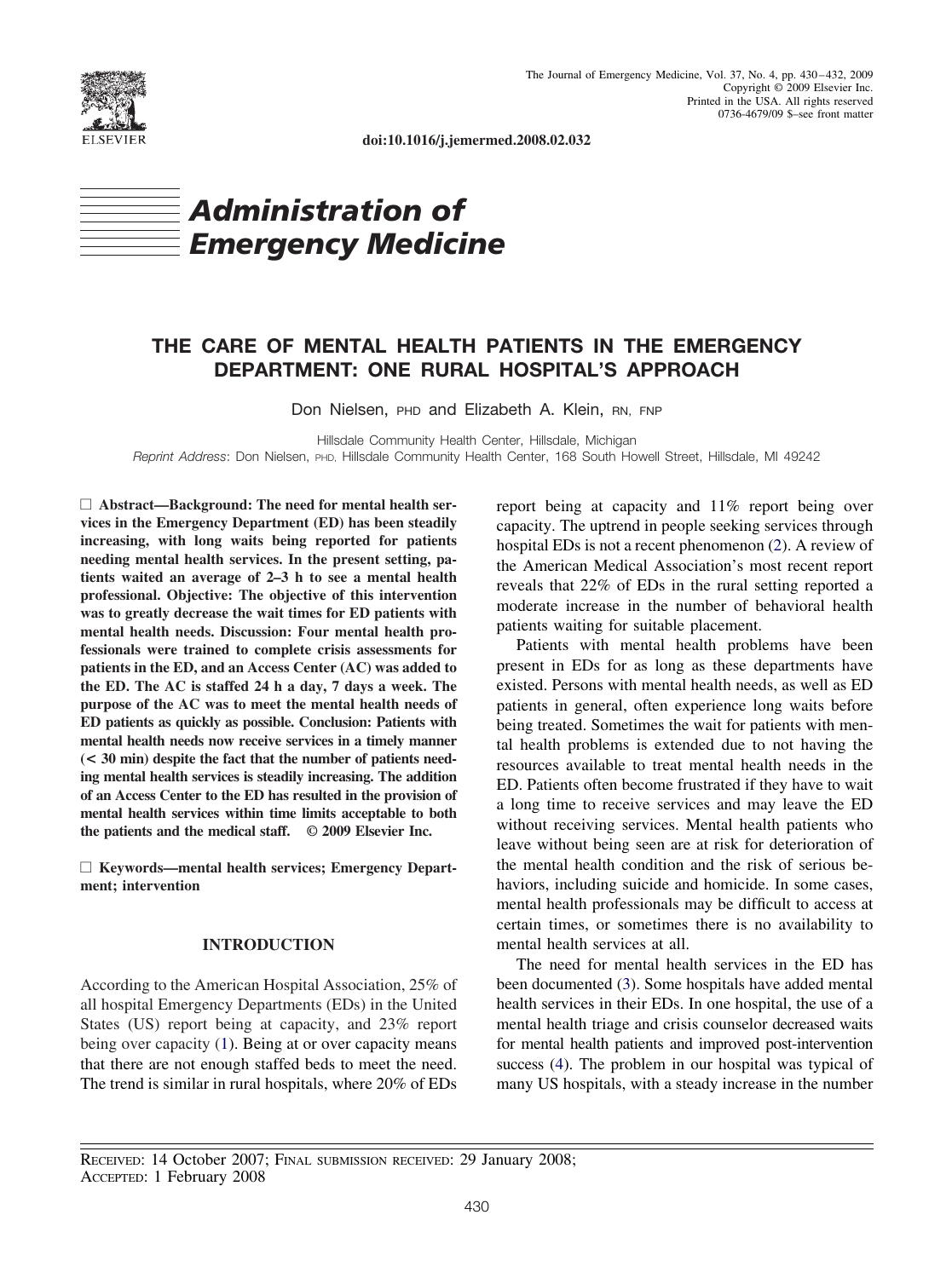doi:10.1016/j.jemermed.2008.02.032

# Administration of Emergency Medicine

## THE CARE OF MENTAL HEALTH PATIENTS IN THE EMERGENCY DEPARTMENT: ONE RURAL HOSPITAL'S APPROACH

Don Nielsen, PHD and Elizabeth A. Klein, RN, FNP

Hillsdale Community Health Center, Hillsdale, Michigan
*Reprint Address*: Don Nielsen, PHD, Hillsdale Community Health Center, 168 South Howell Street, Hillsdale, MI 49242

☐ **Abstract—Background: The need for mental health services in the Emergency Department (ED) has been steadily increasing, with long waits being reported for patients needing mental health services. In the present setting, patients waited an average of 2–3 h to see a mental health professional. Objective: The objective of this intervention was to greatly decrease the wait times for ED patients with mental health needs. Discussion: Four mental health professionals were trained to complete crisis assessments for patients in the ED, and an Access Center (AC) was added to the ED. The AC is staffed 24 h a day, 7 days a week. The purpose of the AC was to meet the mental health needs of ED patients as quickly as possible. Conclusion: Patients with mental health needs now receive services in a timely manner (< 30 min) despite the fact that the number of patients needing mental health services is steadily increasing. The addition of an Access Center to the ED has resulted in the provision of mental health services within time limits acceptable to both the patients and the medical staff. © 2009 Elsevier Inc.**

☐ **Keywords—mental health services; Emergency Department; intervention**

### INTRODUCTION

According to the American Hospital Association, 25% of all hospital Emergency Departments (EDs) in the United States (US) report being at capacity, and 23% report being over capacity (1). Being at or over capacity means that there are not enough staffed beds to meet the need. The trend is similar in rural hospitals, where 20% of EDs report being at capacity and 11% report being over capacity. The uptrend in people seeking services through hospital EDs is not a recent phenomenon (2). A review of the American Medical Association's most recent report reveals that 22% of EDs in the rural setting reported a moderate increase in the number of behavioral health patients waiting for suitable placement.

Patients with mental health problems have been present in EDs for as long as these departments have existed. Persons with mental health needs, as well as ED patients in general, often experience long waits before being treated. Sometimes the wait for patients with mental health problems is extended due to not having the resources available to treat mental health needs in the ED. Patients often become frustrated if they have to wait a long time to receive services and may leave the ED without receiving services. Mental health patients who leave without being seen are at risk for deterioration of the mental health condition and the risk of serious behaviors, including suicide and homicide. In some cases, mental health professionals may be difficult to access at certain times, or sometimes there is no availability to mental health services at all.

The need for mental health services in the ED has been documented (3). Some hospitals have added mental health services in their EDs. In one hospital, the use of a mental health triage and crisis counselor decreased waits for mental health patients and improved post-intervention success (4). The problem in our hospital was typical of many US hospitals, with a steady increase in the number

RECEIVED: 14 October 2007; FINAL SUBMISSION RECEIVED: 29 January 2008;
ACCEPTED: 1 February 2008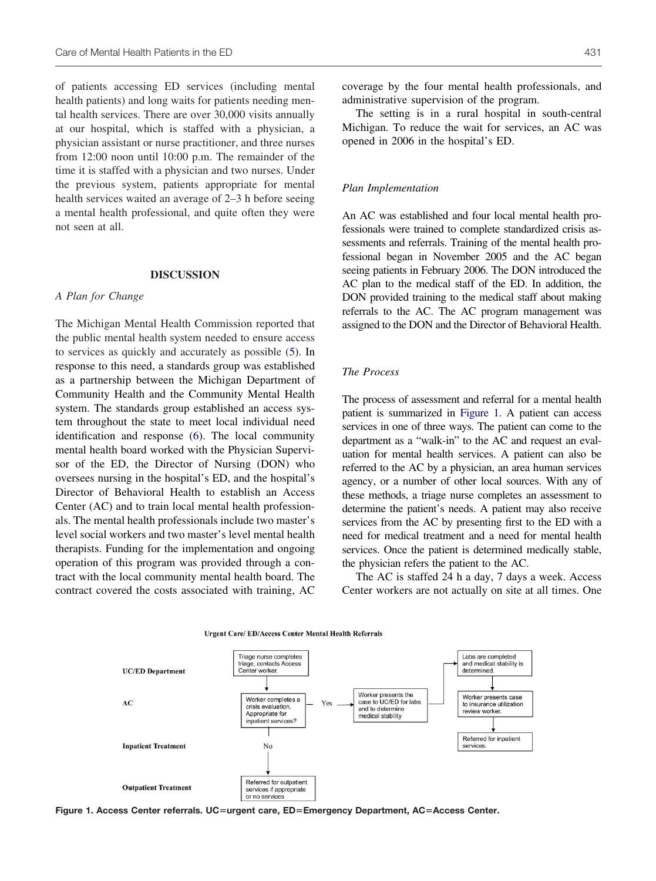of patients accessing ED services (including mental health patients) and long waits for patients needing mental health services. There are over 30,000 visits annually at our hospital, which is staffed with a physician, a physician assistant or nurse practitioner, and three nurses from 12:00 noon until 10:00 p.m. The remainder of the time it is staffed with a physician and two nurses. Under the previous system, patients appropriate for mental health services waited an average of 2–3 h before seeing a mental health professional, and quite often they were not seen at all.

## DISCUSSION

### *A Plan for Change*

The Michigan Mental Health Commission reported that the public mental health system needed to ensure access to services as quickly and accurately as possible (5). In response to this need, a standards group was established as a partnership between the Michigan Department of Community Health and the Community Mental Health system. The standards group established an access system throughout the state to meet local individual need identification and response (6). The local community mental health board worked with the Physician Supervisor of the ED, the Director of Nursing (DON) who oversees nursing in the hospital's ED, and the hospital's Director of Behavioral Health to establish an Access Center (AC) and to train local mental health professionals. The mental health professionals include two master's level social workers and two master's level mental health therapists. Funding for the implementation and ongoing operation of this program was provided through a contract with the local community mental health board. The contract covered the costs associated with training, AC coverage by the four mental health professionals, and administrative supervision of the program.

The setting is in a rural hospital in south-central Michigan. To reduce the wait for services, an AC was opened in 2006 in the hospital's ED.

### *Plan Implementation*

An AC was established and four local mental health professionals were trained to complete standardized crisis assessments and referrals. Training of the mental health professional began in November 2005 and the AC began seeing patients in February 2006. The DON introduced the AC plan to the medical staff of the ED. In addition, the DON provided training to the medical staff about making referrals to the AC. The AC program management was assigned to the DON and the Director of Behavioral Health.

### *The Process*

The process of assessment and referral for a mental health patient is summarized in Figure 1. A patient can access services in one of three ways. The patient can come to the department as a "walk-in" to the AC and request an evaluation for mental health services. A patient can also be referred to the AC by a physician, an area human services agency, or a number of other local sources. With any of these methods, a triage nurse completes an assessment to determine the patient's needs. A patient may also receive services from the AC by presenting first to the ED with a need for medical treatment and a need for mental health services. Once the patient is determined medically stable, the physician refers the patient to the AC.

The AC is staffed 24 h a day, 7 days a week. Access Center workers are not actually on site at all times. One

Urgent Care/ ED/Access Center Mental Health Referrals

UC/ED Department

AC

Inpatient Treatment

Outpatient Treatment

Triage nurse completes triage, contacts Access Center worker.

Worker completes a crisis evaluation. Appropriate for inpatient services?

Yes

Worker presents the case to UC/ED for labs and to determine medical stability

Labs are completed and medical stability is determined.

Worker presents case to insurance utilization review worker.

Referred for inpatient services.

No

Referred for outpatient services if appropriate or no services

**Figure 1. Access Center referrals. UC=urgent care, ED=Emergency Department, AC=Access Center.**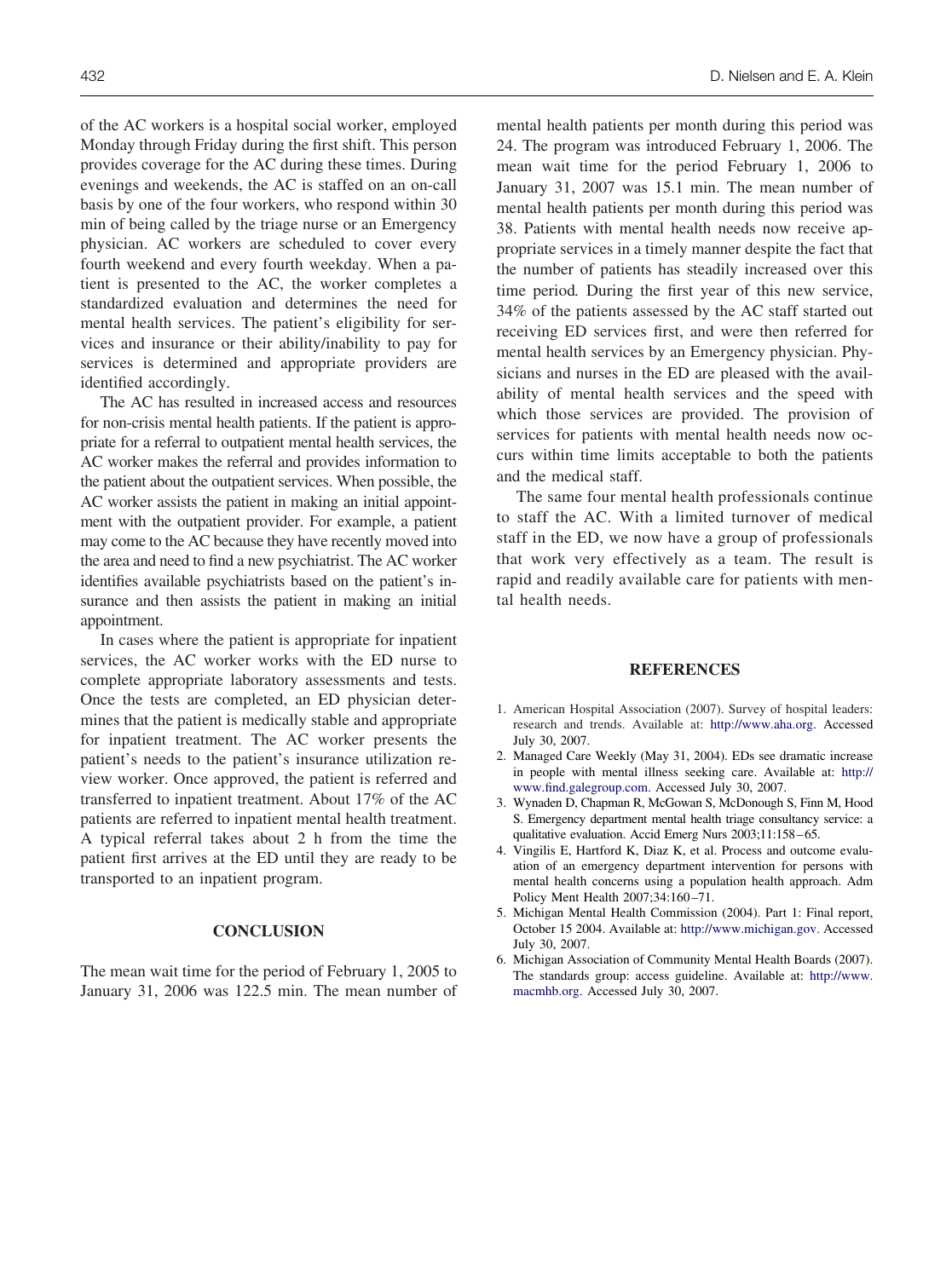of the AC workers is a hospital social worker, employed Monday through Friday during the first shift. This person provides coverage for the AC during these times. During evenings and weekends, the AC is staffed on an on-call basis by one of the four workers, who respond within 30 min of being called by the triage nurse or an Emergency physician. AC workers are scheduled to cover every fourth weekend and every fourth weekday. When a patient is presented to the AC, the worker completes a standardized evaluation and determines the need for mental health services. The patient's eligibility for services and insurance or their ability/inability to pay for services is determined and appropriate providers are identified accordingly.

The AC has resulted in increased access and resources for non-crisis mental health patients. If the patient is appropriate for a referral to outpatient mental health services, the AC worker makes the referral and provides information to the patient about the outpatient services. When possible, the AC worker assists the patient in making an initial appointment with the outpatient provider. For example, a patient may come to the AC because they have recently moved into the area and need to find a new psychiatrist. The AC worker identifies available psychiatrists based on the patient's insurance and then assists the patient in making an initial appointment.

In cases where the patient is appropriate for inpatient services, the AC worker works with the ED nurse to complete appropriate laboratory assessments and tests. Once the tests are completed, an ED physician determines that the patient is medically stable and appropriate for inpatient treatment. The AC worker presents the patient's needs to the patient's insurance utilization review worker. Once approved, the patient is referred and transferred to inpatient treatment. About 17% of the AC patients are referred to inpatient mental health treatment. A typical referral takes about 2 h from the time the patient first arrives at the ED until they are ready to be transported to an inpatient program.

## CONCLUSION

The mean wait time for the period of February 1, 2005 to January 31, 2006 was 122.5 min. The mean number of mental health patients per month during this period was 24. The program was introduced February 1, 2006. The mean wait time for the period February 1, 2006 to January 31, 2007 was 15.1 min. The mean number of mental health patients per month during this period was 38. Patients with mental health needs now receive appropriate services in a timely manner despite the fact that the number of patients has steadily increased over this time period. During the first year of this new service, 34% of the patients assessed by the AC staff started out receiving ED services first, and were then referred for mental health services by an Emergency physician. Physicians and nurses in the ED are pleased with the availability of mental health services and the speed with which those services are provided. The provision of services for patients with mental health needs now occurs within time limits acceptable to both the patients and the medical staff.

The same four mental health professionals continue to staff the AC. With a limited turnover of medical staff in the ED, we now have a group of professionals that work very effectively as a team. The result is rapid and readily available care for patients with mental health needs.

## REFERENCES

1. American Hospital Association (2007). Survey of hospital leaders: research and trends. Available at: http://www.aha.org. Accessed July 30, 2007.
2. Managed Care Weekly (May 31, 2004). EDs see dramatic increase in people with mental illness seeking care. Available at: http://www.find.galegroup.com. Accessed July 30, 2007.
3. Wynaden D, Chapman R, McGowan S, McDonough S, Finn M, Hood S. Emergency department mental health triage consultancy service: a qualitative evaluation. Accid Emerg Nurs 2003;11:158–65.
4. Vingilis E, Hartford K, Diaz K, et al. Process and outcome evaluation of an emergency department intervention for persons with mental health concerns using a population health approach. Adm Policy Ment Health 2007;34:160–71.
5. Michigan Mental Health Commission (2004). Part 1: Final report, October 15 2004. Available at: http://www.michigan.gov. Accessed July 30, 2007.
6. Michigan Association of Community Mental Health Boards (2007). The standards group: access guideline. Available at: http://www.macmhb.org. Accessed July 30, 2007.